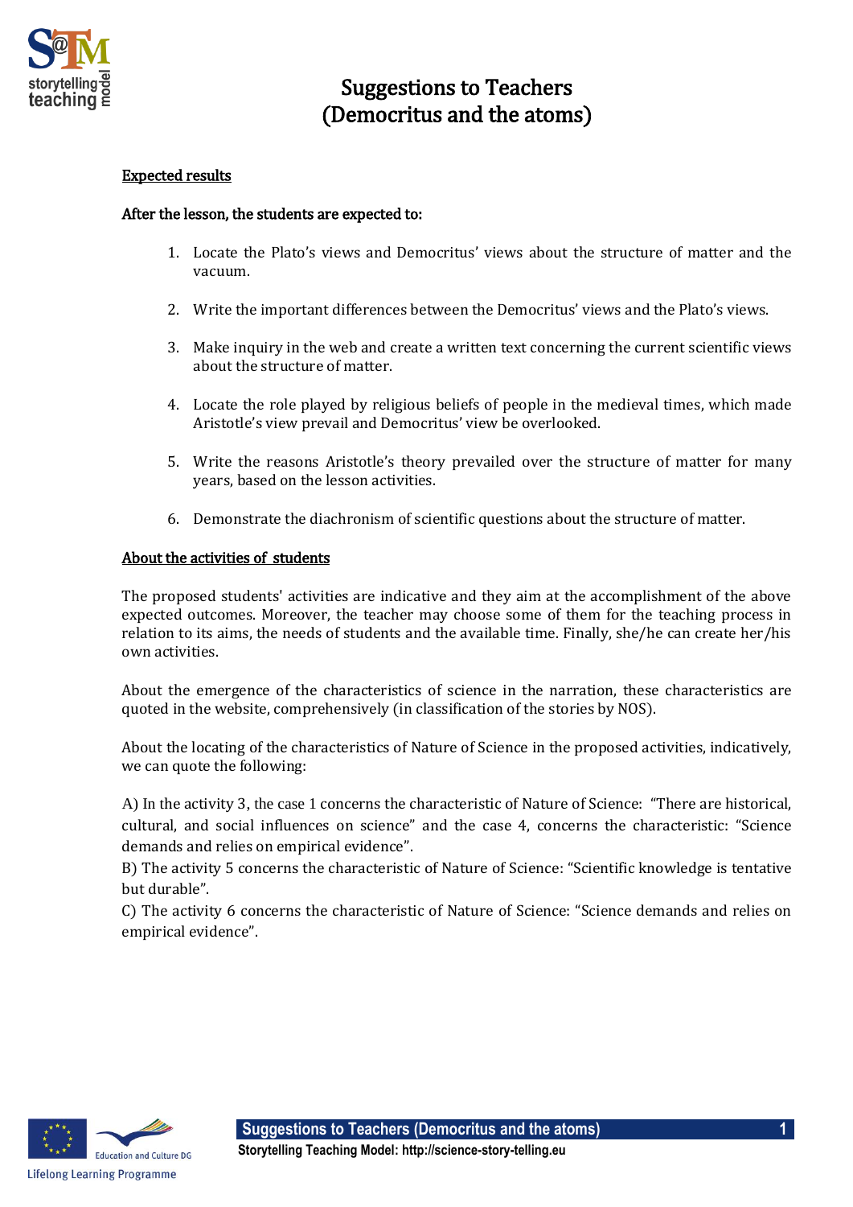# Suggestions to Teachers (Democritus and the atoms)

## Expected results

**After the lesson, the students are expected to:**

1. Locate the Plato's views and Democritus' views about the structure of matter and the vacuum.
2. Write the important differences between the Democritus' views and the Plato's views.
3. Make inquiry in the web and create a written text concerning the current scientific views about the structure of matter.
4. Locate the role played by religious beliefs of people in the medieval times, which made Aristotle's view prevail and Democritus' view be overlooked.
5. Write the reasons Aristotle's theory prevailed over the structure of matter for many years, based on the lesson activities.
6. Demonstrate the diachronism of scientific questions about the structure of matter.

## About the activities of students

The proposed students' activities are indicative and they aim at the accomplishment of the above expected outcomes. Moreover, the teacher may choose some of them for the teaching process in relation to its aims, the needs of students and the available time. Finally, she/he can create her/his own activities.

About the emergence of the characteristics of science in the narration, these characteristics are quoted in the website, comprehensively (in classification of the stories by NOS).

About the locating of the characteristics of Nature of Science in the proposed activities, indicatively, we can quote the following:

A) In the activity 3, the case 1 concerns the characteristic of Nature of Science: "There are historical, cultural, and social influences on science" and the case 4, concerns the characteristic: "Science demands and relies on empirical evidence".
B) The activity 5 concerns the characteristic of Nature of Science: "Scientific knowledge is tentative but durable".
C) The activity 6 concerns the characteristic of Nature of Science: "Science demands and relies on empirical evidence".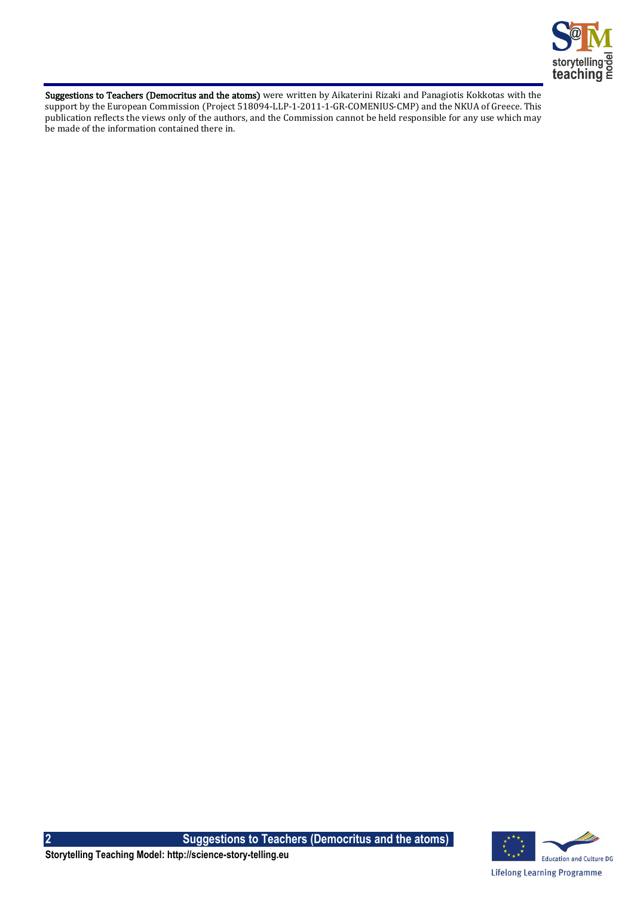**Suggestions to Teachers (Democritus and the atoms)** were written by Aikaterini Rizaki and Panagiotis Kokkotas with the support by the European Commission (Project 518094-LLP-1-2011-1-GR-COMENIUS-CMP) and the NKUA of Greece. This publication reflects the views only of the authors, and the Commission cannot be held responsible for any use which may be made of the information contained there in.